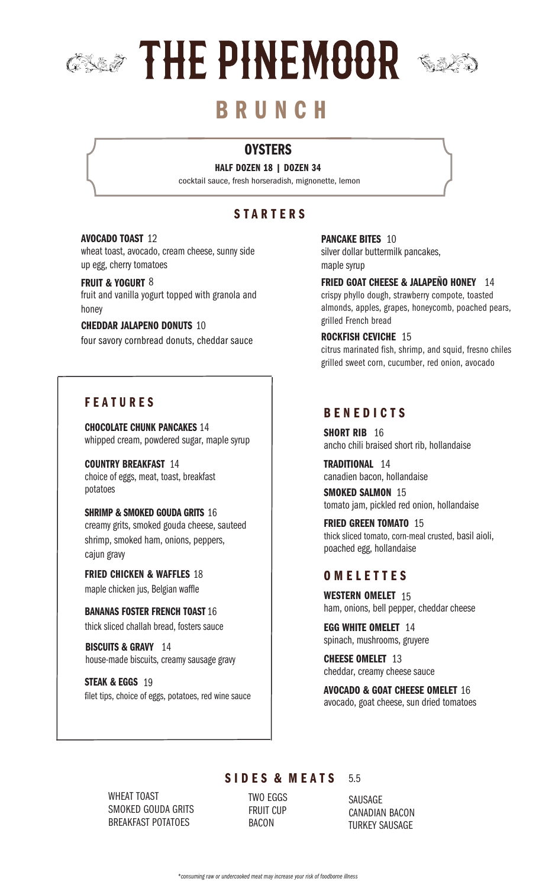# THE PINEMOOR

## BRUNCH

### OYSTERS

**HALF DOZEN 18 | DOZEN 34**

cocktail sauce, fresh horseradish, mignonette, lemon

### STARTERS

**AVOCADO TOAST** 12
wheat toast, avocado, cream cheese, sunny side up egg, cherry tomatoes

**FRUIT & YOGURT** 8
fruit and vanilla yogurt topped with granola and honey

**CHEDDAR JALAPENO DONUTS** 10
four savory cornbread donuts, cheddar sauce

**PANCAKE BITES** 10
silver dollar buttermilk pancakes, maple syrup

**FRIED GOAT CHEESE & JALAPEÑO HONEY** 14
crispy phyllo dough, strawberry compote, toasted almonds, apples, grapes, honeycomb, poached pears, grilled French bread

**ROCKFISH CEVICHE** 15
citrus marinated fish, shrimp, and squid, fresno chiles grilled sweet corn, cucumber, red onion, avocado

### FEATURES

**CHOCOLATE CHUNK PANCAKES** 14
whipped cream, powdered sugar, maple syrup

**COUNTRY BREAKFAST** 14
choice of eggs, meat, toast, breakfast potatoes

**SHRIMP & SMOKED GOUDA GRITS** 16
creamy grits, smoked gouda cheese, sauteed shrimp, smoked ham, onions, peppers, cajun gravy

**FRIED CHICKEN & WAFFLES** 18
maple chicken jus, Belgian waffle

**BANANAS FOSTER FRENCH TOAST** 16
thick sliced challah bread, fosters sauce

**BISCUITS & GRAVY** 14
house-made biscuits, creamy sausage gravy

**STEAK & EGGS** 19
filet tips, choice of eggs, potatoes, red wine sauce

### BENEDICTS

**SHORT RIB** 16
ancho chili braised short rib, hollandaise

**TRADITIONAL** 14
canadien bacon, hollandaise

**SMOKED SALMON** 15
tomato jam, pickled red onion, hollandaise

**FRIED GREEN TOMATO** 15
thick sliced tomato, corn-meal crusted, basil aioli, poached egg, hollandaise

### OMELETTES

**WESTERN OMELET** 15
ham, onions, bell pepper, cheddar cheese

**EGG WHITE OMELET** 14
spinach, mushrooms, gruyere

**CHEESE OMELET** 13
cheddar, creamy cheese sauce

**AVOCADO & GOAT CHEESE OMELET** 16
avocado, goat cheese, sun dried tomatoes

### SIDES & MEATS 5.5

WHEAT TOAST
SMOKED GOUDA GRITS
BREAKFAST POTATOES
TWO EGGS
FRUIT CUP
BACON
SAUSAGE
CANADIAN BACON
TURKEY SAUSAGE

*consuming raw or undercooked meat may increase your risk of foodborne illness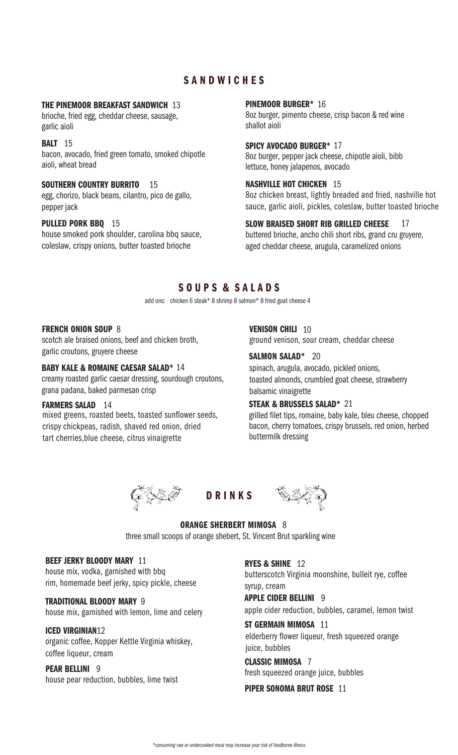## SANDWICHES

**THE PINEMOOR BREAKFAST SANDWICH** 13
brioche, fried egg, cheddar cheese, sausage, garlic aioli

**BALT** 15
bacon, avocado, fried green tomato, smoked chipotle aioli, wheat bread

**SOUTHERN COUNTRY BURRITO** 15
egg, chorizo, black beans, cilantro, pico de gallo, pepper jack

**PULLED PORK BBQ** 15
house smoked pork shoulder, carolina bbq sauce, coleslaw, crispy onions, butter toasted brioche

**PINEMOOR BURGER*** 16
8oz burger, pimento cheese, crisp bacon & red wine shallot aioli

**SPICY AVOCADO BURGER*** 17
8oz burger, pepper jack cheese, chipotle aioli, bibb lettuce, honey jalapenos, avocado

**NASHVILLE HOT CHICKEN** 15
8oz chicken breast, lightly breaded and fried, nashville hot sauce, garlic aioli, pickles, coleslaw, butter toasted brioche

**SLOW BRAISED SHORT RIB GRILLED CHEESE** 17
buttered brioche, ancho chili short ribs, grand cru gruyere, aged cheddar cheese, arugula, caramelized onions

## SOUPS & SALADS

add ons: chicken 6 steak* 8 shrimp 8 salmon* 8 fried goat cheese 4

**FRENCH ONION SOUP** 8
scotch ale braised onions, beef and chicken broth, garlic croutons, gruyere cheese

**BABY KALE & ROMAINE CAESAR SALAD*** 14
creamy roasted garlic caesar dressing, sourdough croutons, grana padana, baked parmesan crisp

**FARMERS SALAD** 14
mixed greens, roasted beets, toasted sunflower seeds, crispy chickpeas, radish, shaved red onion, dried tart cherries,blue cheese, citrus vinaigrette

**VENISON CHILI** 10
ground venison, sour cream, cheddar cheese

**SALMON SALAD*** 20
spinach, arugula, avocado, pickled onions, toasted almonds, crumbled goat cheese, strawberry balsamic vinaigrette

**STEAK & BRUSSELS SALAD*** 21
grilled filet tips, romaine, baby kale, bleu cheese, chopped bacon, cherry tomatoes, crispy brussels, red onion, herbed buttermilk dressing

## DRINKS

**ORANGE SHERBERT MIMOSA** 8
three small scoops of orange shebert, St. Vincent Brut sparkling wine

**BEEF JERKY BLOODY MARY** 11
house mix, vodka, garnished with bbq rim, homemade beef jerky, spicy pickle, cheese

**TRADITIONAL BLOODY MARY** 9
house mix, garnished with lemon, lime and celery

**ICED VIRGINIAN**12
organic coffee, Kopper Kettle Virginia whiskey, coffee liqueur, cream

**PEAR BELLINI** 9
house pear reduction, bubbles, lime twist

**RYES & SHINE** 12
butterscotch Virginia moonshine, bulleit rye, coffee syrup, cream

**APPLE CIDER BELLINI** 9
apple cider reduction, bubbles, caramel, lemon twist

**ST GERMAIN MIMOSA** 11
elderberry flower liqueur, fresh squeezed orange juice, bubbles

**CLASSIC MIMOSA** 7
fresh squeezed orange juice, bubbles

**PIPER SONOMA BRUT ROSE** 11

*\*consuming raw or undercooked meat may increase your risk of foodborne illness*